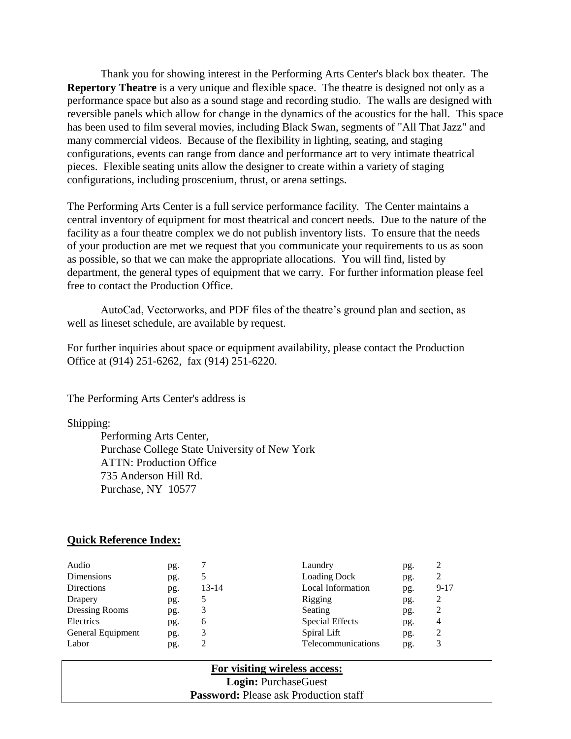Thank you for showing interest in the Performing Arts Center's black box theater. The **Repertory Theatre** is a very unique and flexible space. The theatre is designed not only as a performance space but also as a sound stage and recording studio. The walls are designed with reversible panels which allow for change in the dynamics of the acoustics for the hall. This space has been used to film several movies, including Black Swan, segments of "All That Jazz" and many commercial videos. Because of the flexibility in lighting, seating, and staging configurations, events can range from dance and performance art to very intimate theatrical pieces. Flexible seating units allow the designer to create within a variety of staging configurations, including proscenium, thrust, or arena settings.

The Performing Arts Center is a full service performance facility. The Center maintains a central inventory of equipment for most theatrical and concert needs. Due to the nature of the facility as a four theatre complex we do not publish inventory lists. To ensure that the needs of your production are met we request that you communicate your requirements to us as soon as possible, so that we can make the appropriate allocations. You will find, listed by department, the general types of equipment that we carry. For further information please feel free to contact the Production Office.

AutoCad, Vectorworks, and PDF files of the theatre's ground plan and section, as well as lineset schedule, are available by request.

For further inquiries about space or equipment availability, please contact the Production Office at (914) 251-6262, fax (914) 251-6220.

The Performing Arts Center's address is

Shipping:

Performing Arts Center,
Purchase College State University of New York
ATTN: Production Office
735 Anderson Hill Rd.
Purchase, NY 10577

**Quick Reference Index:**

| | | | | | |
|---|---|---|---|---|---|
| Audio | pg. | 7 | Laundry | pg. | 2 |
| Dimensions | pg. | 5 | Loading Dock | pg. | 2 |
| Directions | pg. | 13-14 | Local Information | pg. | 9-17 |
| Drapery | pg. | 5 | Rigging | pg. | 2 |
| Dressing Rooms | pg. | 3 | Seating | pg. | 2 |
| Electrics | pg. | 6 | Special Effects | pg. | 4 |
| General Equipment | pg. | 3 | Spiral Lift | pg. | 2 |
| Labor | pg. | 2 | Telecommunications | pg. | 3 |

**For visiting wireless access:**
**Login:** PurchaseGuest
**Password:** Please ask Production staff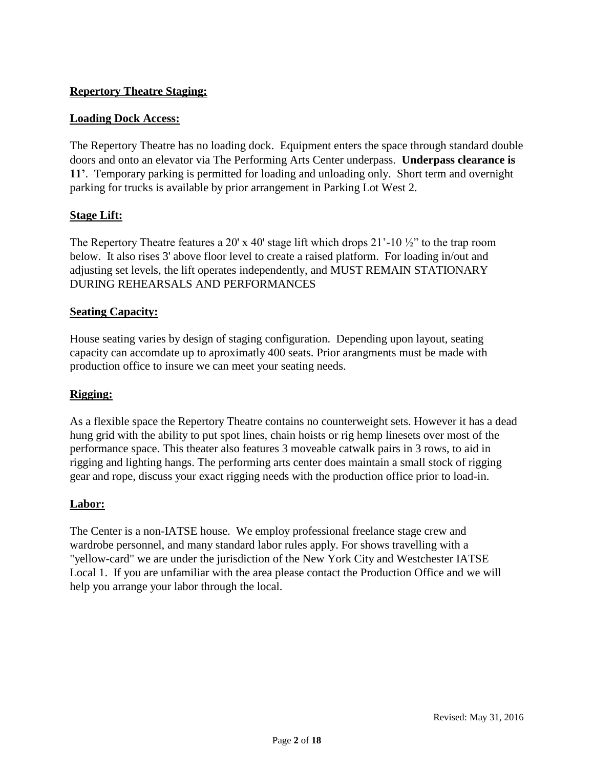**Repertory Theatre Staging:**

**Loading Dock Access:**

The Repertory Theatre has no loading dock. Equipment enters the space through standard double doors and onto an elevator via The Performing Arts Center underpass. **Underpass clearance is 11'**. Temporary parking is permitted for loading and unloading only. Short term and overnight parking for trucks is available by prior arrangement in Parking Lot West 2.

**Stage Lift:**

The Repertory Theatre features a 20' x 40' stage lift which drops 21'-10 ½" to the trap room below. It also rises 3' above floor level to create a raised platform. For loading in/out and adjusting set levels, the lift operates independently, and MUST REMAIN STATIONARY DURING REHEARSALS AND PERFORMANCES

**Seating Capacity:**

House seating varies by design of staging configuration. Depending upon layout, seating capacity can accomdate up to aproximatly 400 seats. Prior arangments must be made with production office to insure we can meet your seating needs.

**Rigging:**

As a flexible space the Repertory Theatre contains no counterweight sets. However it has a dead hung grid with the ability to put spot lines, chain hoists or rig hemp linesets over most of the performance space. This theater also features 3 moveable catwalk pairs in 3 rows, to aid in rigging and lighting hangs. The performing arts center does maintain a small stock of rigging gear and rope, discuss your exact rigging needs with the production office prior to load-in.

**Labor:**

The Center is a non-IATSE house. We employ professional freelance stage crew and wardrobe personnel, and many standard labor rules apply. For shows travelling with a "yellow-card" we are under the jurisdiction of the New York City and Westchester IATSE Local 1. If you are unfamiliar with the area please contact the Production Office and we will help you arrange your labor through the local.

Revised: May 31, 2016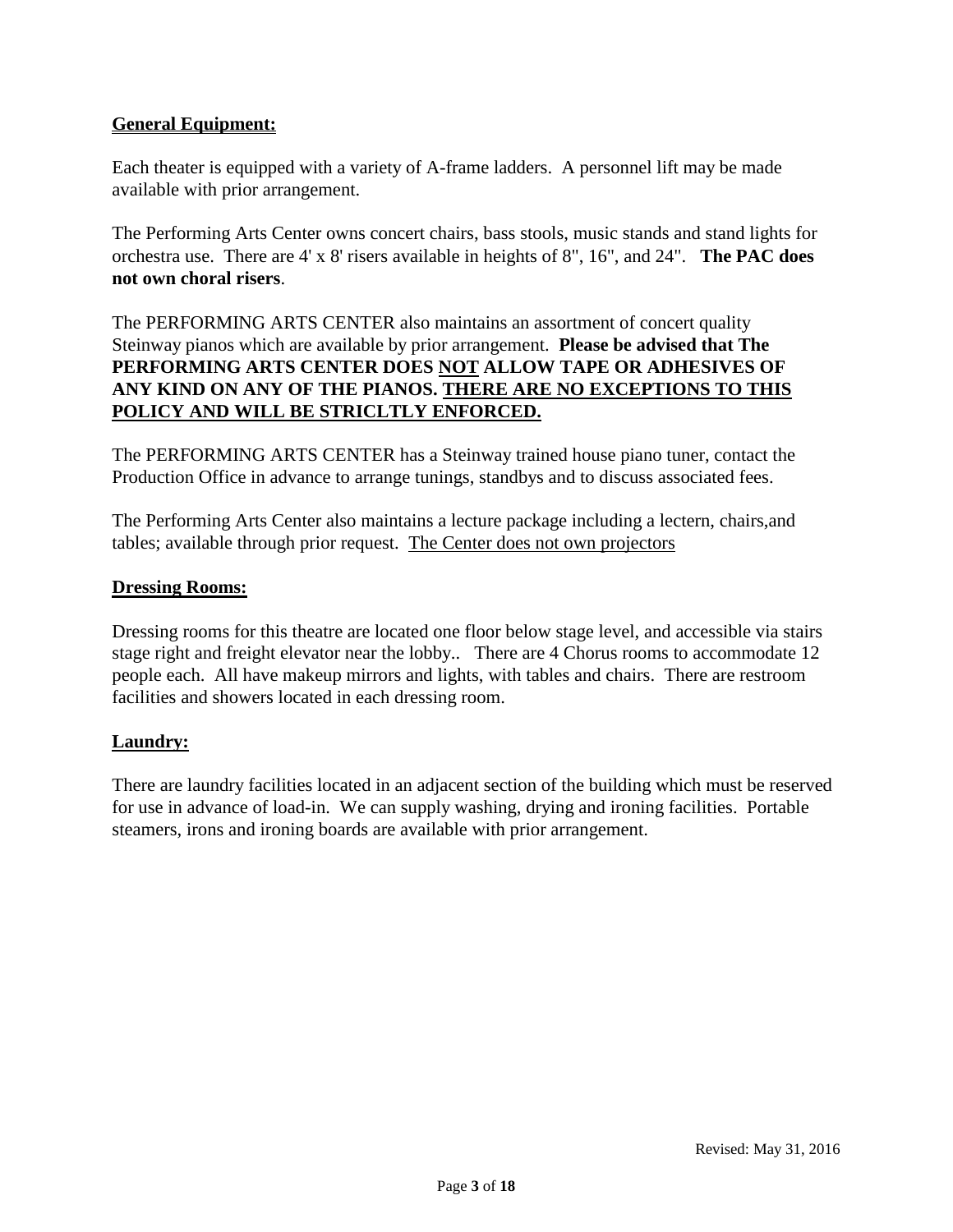## General Equipment:

Each theater is equipped with a variety of A-frame ladders. A personnel lift may be made available with prior arrangement.

The Performing Arts Center owns concert chairs, bass stools, music stands and stand lights for orchestra use. There are 4' x 8' risers available in heights of 8", 16", and 24". **The PAC does not own choral risers**.

The PERFORMING ARTS CENTER also maintains an assortment of concert quality Steinway pianos which are available by prior arrangement. **Please be advised that The PERFORMING ARTS CENTER DOES <u>NOT</u> ALLOW TAPE OR ADHESIVES OF ANY KIND ON ANY OF THE PIANOS. <u>THERE ARE NO EXCEPTIONS TO THIS POLICY AND WILL BE STRICLTLY ENFORCED.</u>**

The PERFORMING ARTS CENTER has a Steinway trained house piano tuner, contact the Production Office in advance to arrange tunings, standbys and to discuss associated fees.

The Performing Arts Center also maintains a lecture package including a lectern, chairs,and tables; available through prior request. <u>The Center does not own projectors</u>

## Dressing Rooms:

Dressing rooms for this theatre are located one floor below stage level, and accessible via stairs stage right and freight elevator near the lobby.. There are 4 Chorus rooms to accommodate 12 people each. All have makeup mirrors and lights, with tables and chairs. There are restroom facilities and showers located in each dressing room.

## Laundry:

There are laundry facilities located in an adjacent section of the building which must be reserved for use in advance of load-in. We can supply washing, drying and ironing facilities. Portable steamers, irons and ironing boards are available with prior arrangement.

Revised: May 31, 2016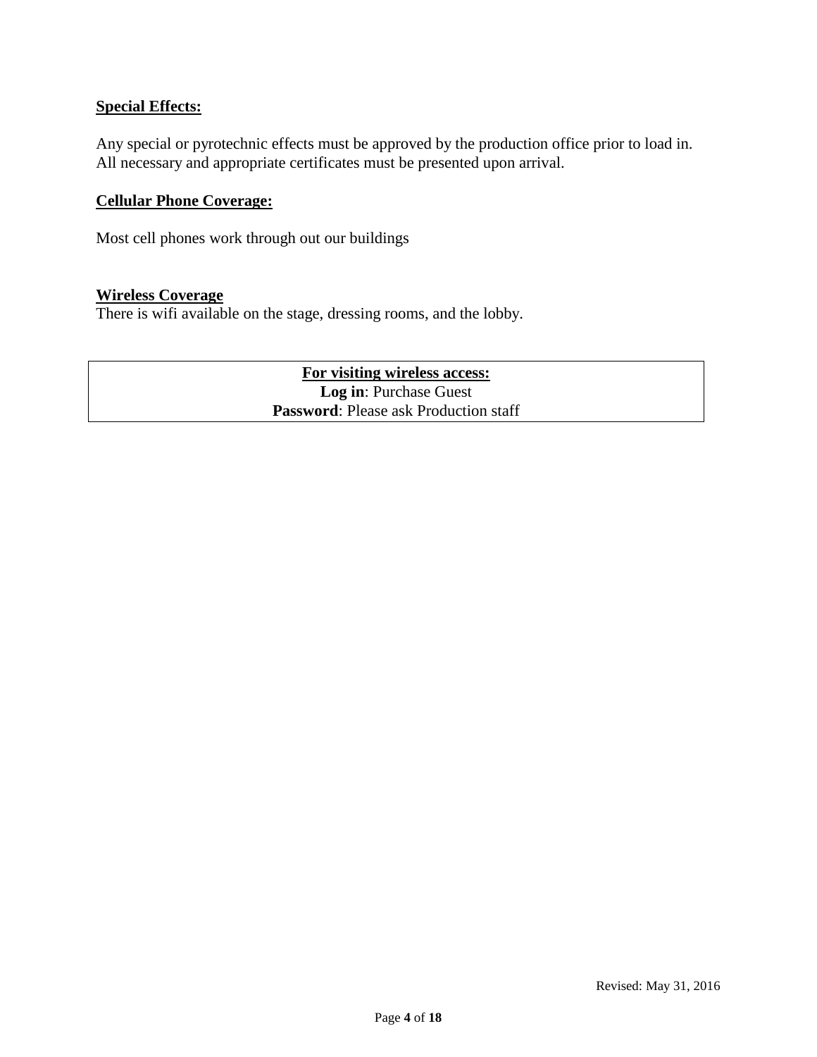**Special Effects:**

Any special or pyrotechnic effects must be approved by the production office prior to load in. All necessary and appropriate certificates must be presented upon arrival.

**Cellular Phone Coverage:**

Most cell phones work through out our buildings

**Wireless Coverage**

There is wifi available on the stage, dressing rooms, and the lobby.

| **For visiting wireless access:**<br>**Log in**: Purchase Guest<br>**Password**: Please ask Production staff |
| --- |

Revised: May 31, 2016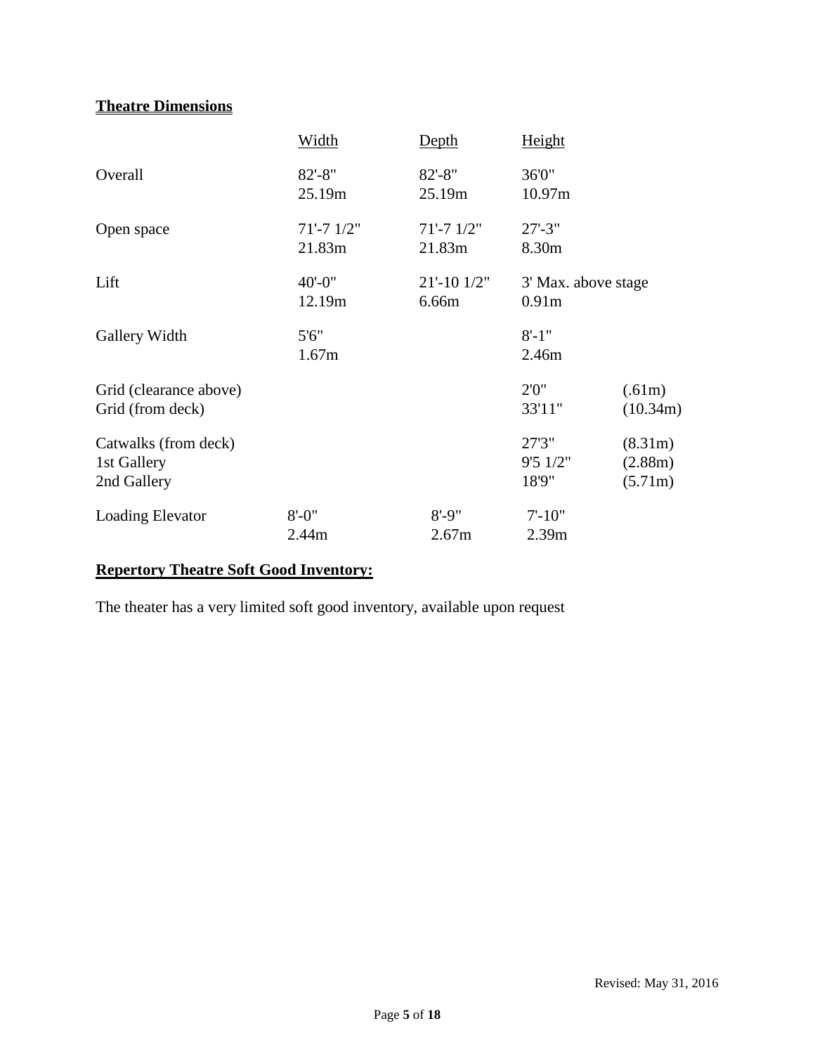## Theatre Dimensions

| | Width | Depth | Height | |
|---|---|---|---|---|
| Overall | 82'-8"<br>25.19m | 82'-8"<br>25.19m | 36'0"<br>10.97m | |
| Open space | 71'-7 1/2"<br>21.83m | 71'-7 1/2"<br>21.83m | 27'-3"<br>8.30m | |
| Lift | 40'-0"<br>12.19m | 21'-10 1/2"<br>6.66m | 3' Max. above stage<br>0.91m | |
| Gallery Width | 5'6"<br>1.67m | | 8'-1"<br>2.46m | |
| Grid (clearance above) | | | 2'0" | (.61m) |
| Grid (from deck) | | | 33'11" | (10.34m) |
| Catwalks (from deck) | | | 27'3" | (8.31m) |
| 1st Gallery | | | 9'5 1/2" | (2.88m) |
| 2nd Gallery | | | 18'9" | (5.71m) |
| Loading Elevator | 8'-0"<br>2.44m | 8'-9"<br>2.67m | 7'-10"<br>2.39m | |

## Repertory Theatre Soft Good Inventory:

The theater has a very limited soft good inventory, available upon request

Revised: May 31, 2016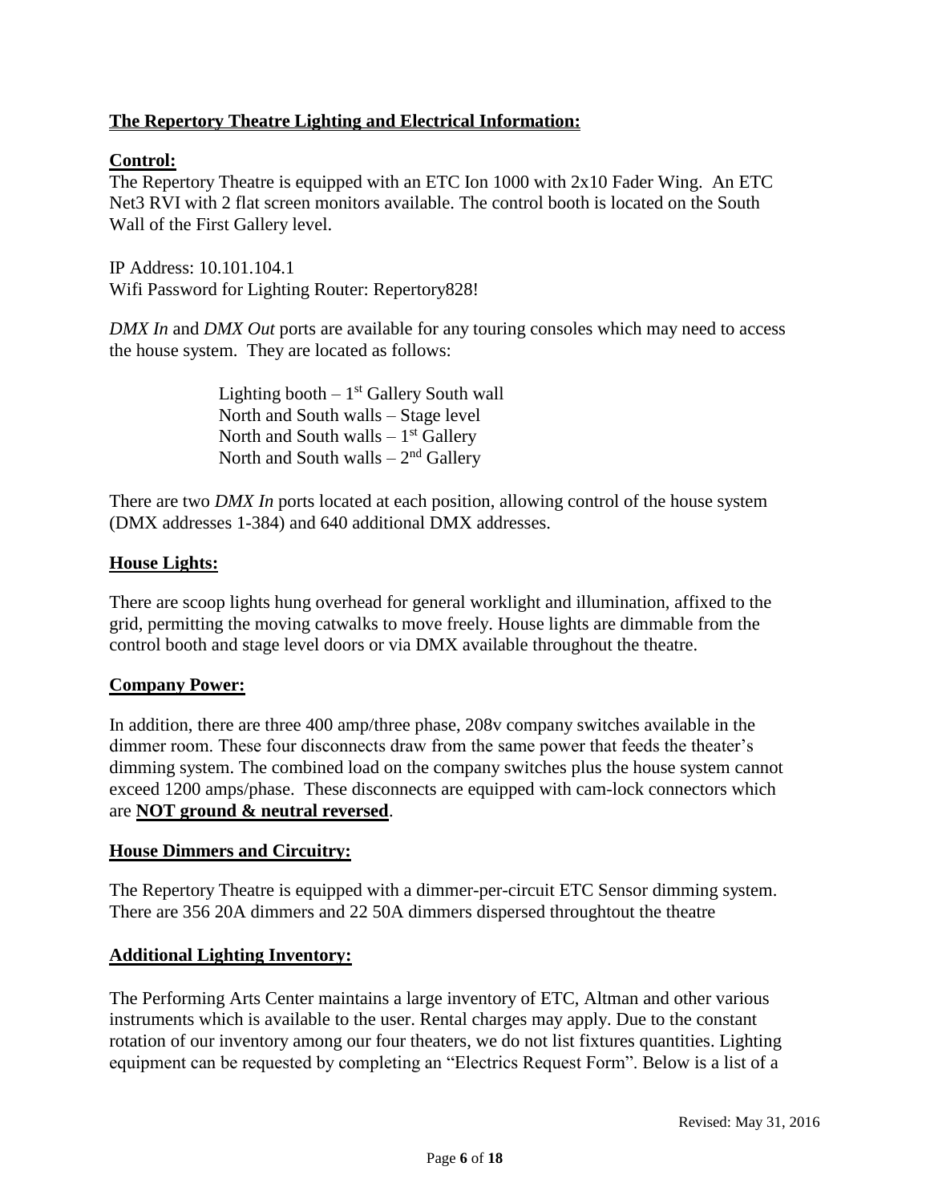## The Repertory Theatre Lighting and Electrical Information:

### Control:

The Repertory Theatre is equipped with an ETC Ion 1000 with 2x10 Fader Wing. An ETC Net3 RVI with 2 flat screen monitors available. The control booth is located on the South Wall of the First Gallery level.

IP Address: 10.101.104.1
Wifi Password for Lighting Router: Repertory828!

*DMX In* and *DMX Out* ports are available for any touring consoles which may need to access the house system. They are located as follows:

> Lighting booth – 1st Gallery South wall
> North and South walls – Stage level
> North and South walls – 1st Gallery
> North and South walls – 2nd Gallery

There are two *DMX In* ports located at each position, allowing control of the house system (DMX addresses 1-384) and 640 additional DMX addresses.

### House Lights:

There are scoop lights hung overhead for general worklight and illumination, affixed to the grid, permitting the moving catwalks to move freely. House lights are dimmable from the control booth and stage level doors or via DMX available throughout the theatre.

### Company Power:

In addition, there are three 400 amp/three phase, 208v company switches available in the dimmer room. These four disconnects draw from the same power that feeds the theater's dimming system. The combined load on the company switches plus the house system cannot exceed 1200 amps/phase. These disconnects are equipped with cam-lock connectors which are **NOT ground & neutral reversed**.

### House Dimmers and Circuitry:

The Repertory Theatre is equipped with a dimmer-per-circuit ETC Sensor dimming system. There are 356 20A dimmers and 22 50A dimmers dispersed throughtout the theatre

### Additional Lighting Inventory:

The Performing Arts Center maintains a large inventory of ETC, Altman and other various instruments which is available to the user. Rental charges may apply. Due to the constant rotation of our inventory among our four theaters, we do not list fixtures quantities. Lighting equipment can be requested by completing an "Electrics Request Form". Below is a list of a

Revised: May 31, 2016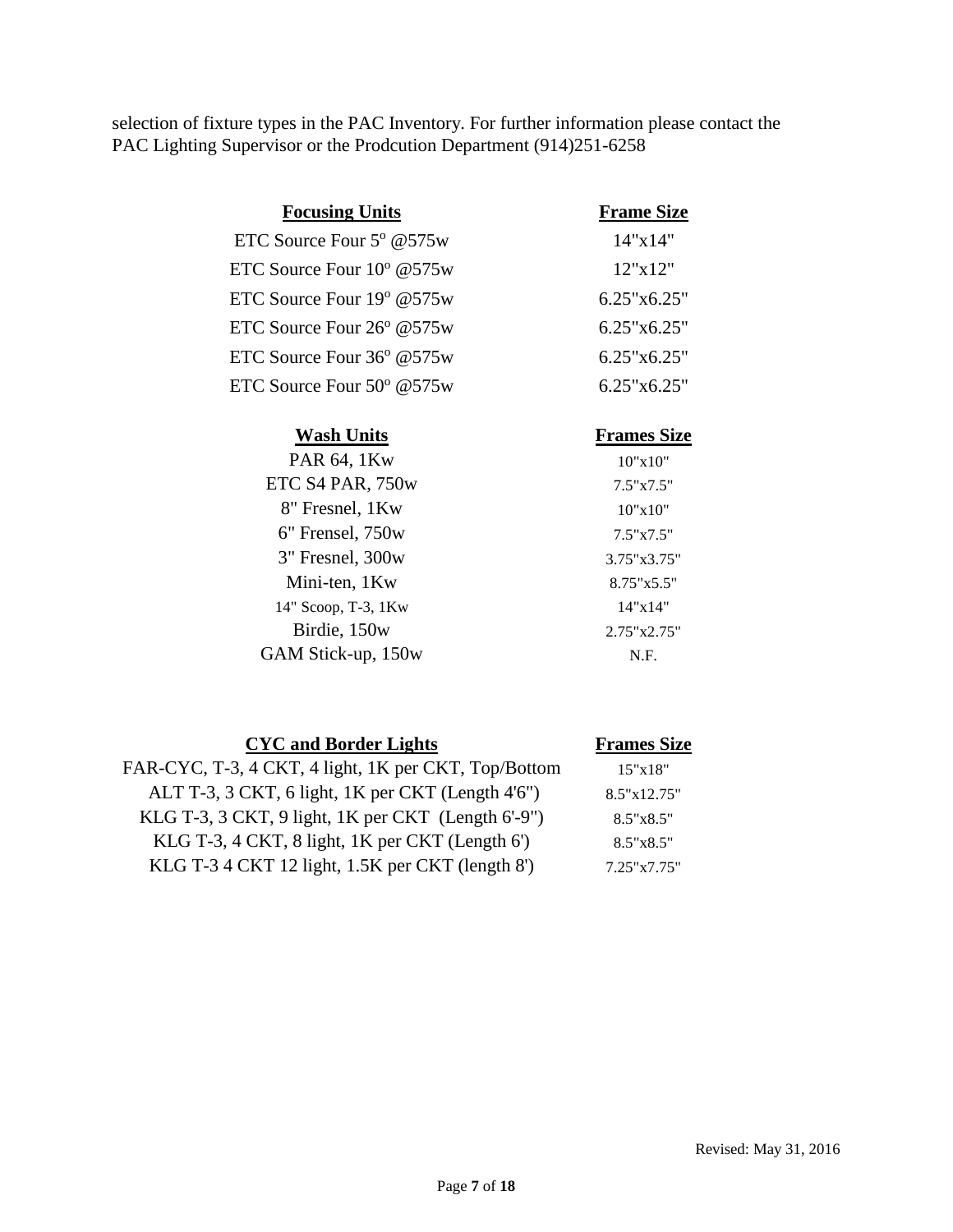selection of fixture types in the PAC Inventory. For further information please contact the PAC Lighting Supervisor or the Prodcution Department (914)251-6258

| Focusing Units | Frame Size |
|---|---|
| ETC Source Four 5º @575w | 14"x14" |
| ETC Source Four 10º @575w | 12"x12" |
| ETC Source Four 19º @575w | 6.25"x6.25" |
| ETC Source Four 26º @575w | 6.25"x6.25" |
| ETC Source Four 36º @575w | 6.25"x6.25" |
| ETC Source Four 50º @575w | 6.25"x6.25" |

| Wash Units | Frames Size |
|---|---|
| PAR 64, 1Kw | 10"x10" |
| ETC S4 PAR, 750w | 7.5"x7.5" |
| 8" Fresnel, 1Kw | 10"x10" |
| 6" Frensel, 750w | 7.5"x7.5" |
| 3" Fresnel, 300w | 3.75"x3.75" |
| Mini-ten, 1Kw | 8.75"x5.5" |
| 14" Scoop, T-3, 1Kw | 14"x14" |
| Birdie, 150w | 2.75"x2.75" |
| GAM Stick-up, 150w | N.F. |

| CYC and Border Lights | Frames Size |
|---|---|
| FAR-CYC, T-3, 4 CKT, 4 light, 1K per CKT, Top/Bottom | 15"x18" |
| ALT T-3, 3 CKT, 6 light, 1K per CKT (Length 4'6") | 8.5"x12.75" |
| KLG T-3, 3 CKT, 9 light, 1K per CKT (Length 6'-9") | 8.5"x8.5" |
| KLG T-3, 4 CKT, 8 light, 1K per CKT (Length 6') | 8.5"x8.5" |
| KLG T-3 4 CKT 12 light, 1.5K per CKT (length 8') | 7.25"x7.75" |

Revised: May 31, 2016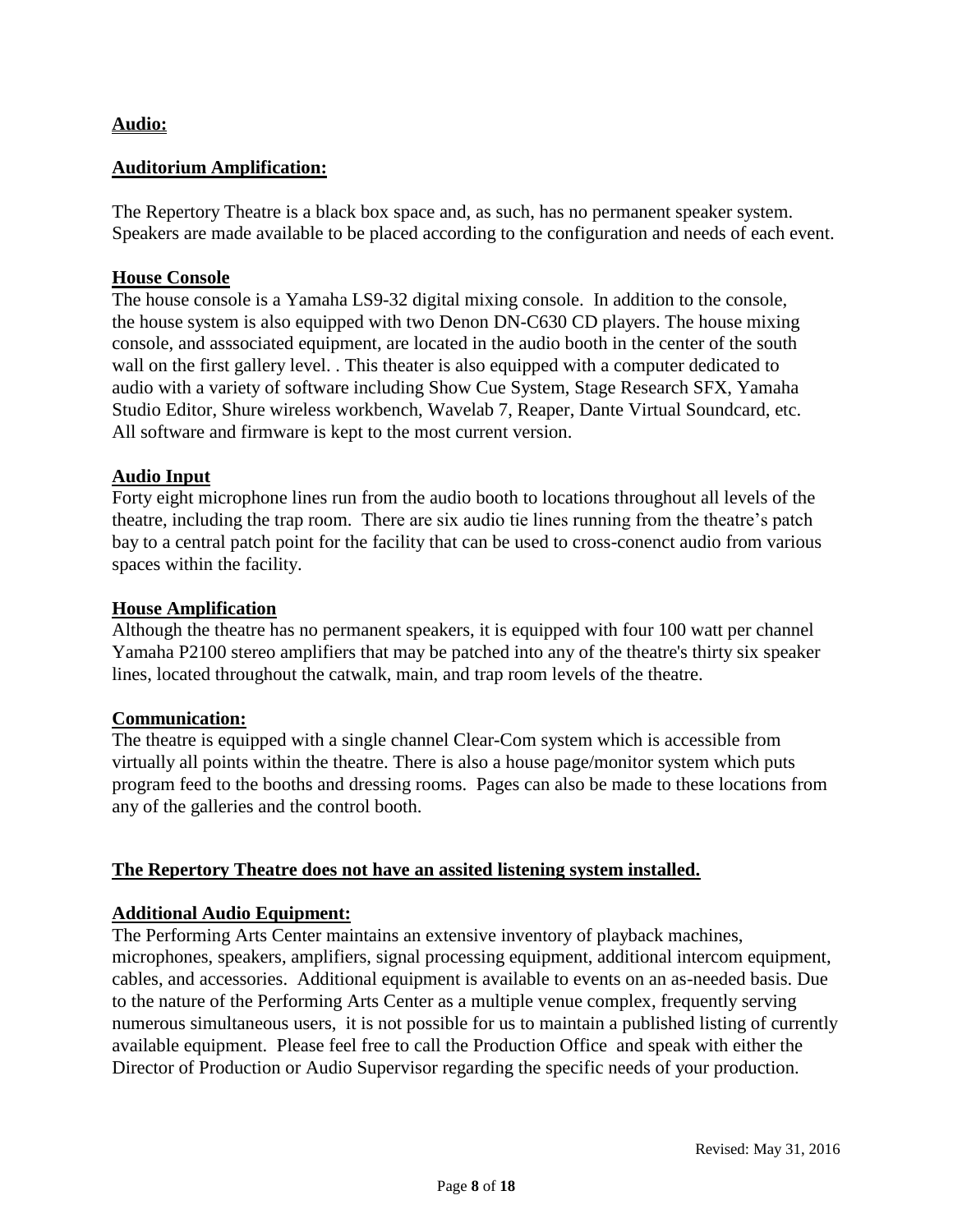## Audio:

### Auditorium Amplification:

The Repertory Theatre is a black box space and, as such, has no permanent speaker system. Speakers are made available to be placed according to the configuration and needs of each event.

### House Console

The house console is a Yamaha LS9-32 digital mixing console. In addition to the console, the house system is also equipped with two Denon DN-C630 CD players. The house mixing console, and asssociated equipment, are located in the audio booth in the center of the south wall on the first gallery level. . This theater is also equipped with a computer dedicated to audio with a variety of software including Show Cue System, Stage Research SFX, Yamaha Studio Editor, Shure wireless workbench, Wavelab 7, Reaper, Dante Virtual Soundcard, etc. All software and firmware is kept to the most current version.

### Audio Input

Forty eight microphone lines run from the audio booth to locations throughout all levels of the theatre, including the trap room. There are six audio tie lines running from the theatre's patch bay to a central patch point for the facility that can be used to cross-conenct audio from various spaces within the facility.

### House Amplification

Although the theatre has no permanent speakers, it is equipped with four 100 watt per channel Yamaha P2100 stereo amplifiers that may be patched into any of the theatre's thirty six speaker lines, located throughout the catwalk, main, and trap room levels of the theatre.

### Communication:

The theatre is equipped with a single channel Clear-Com system which is accessible from virtually all points within the theatre. There is also a house page/monitor system which puts program feed to the booths and dressing rooms. Pages can also be made to these locations from any of the galleries and the control booth.

### The Repertory Theatre does not have an assited listening system installed.

### Additional Audio Equipment:

The Performing Arts Center maintains an extensive inventory of playback machines, microphones, speakers, amplifiers, signal processing equipment, additional intercom equipment, cables, and accessories. Additional equipment is available to events on an as-needed basis. Due to the nature of the Performing Arts Center as a multiple venue complex, frequently serving numerous simultaneous users, it is not possible for us to maintain a published listing of currently available equipment. Please feel free to call the Production Office and speak with either the Director of Production or Audio Supervisor regarding the specific needs of your production.

Revised: May 31, 2016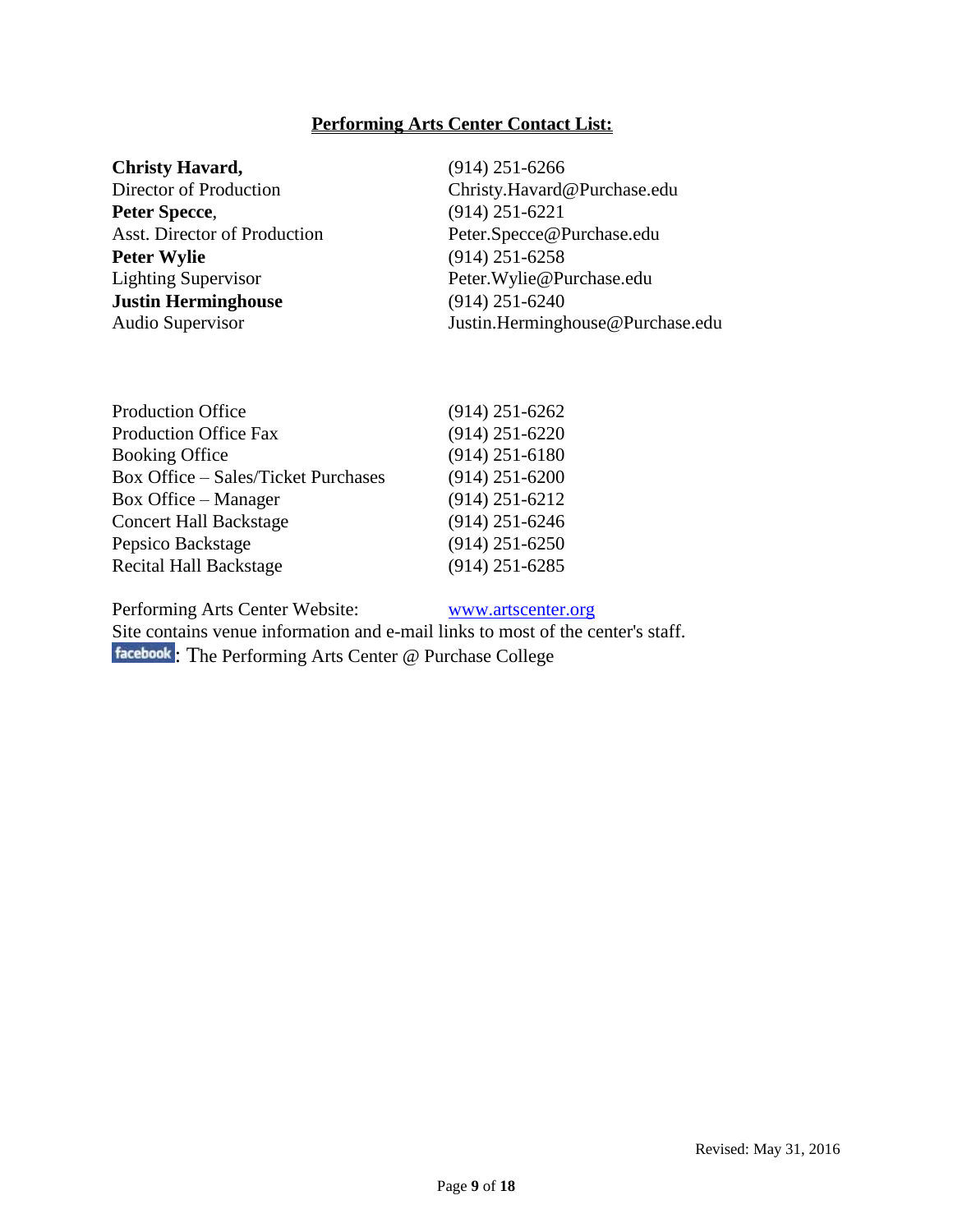## Performing Arts Center Contact List:

| | |
|---|---|
| **Christy Havard,** | (914) 251-6266 |
| Director of Production | Christy.Havard@Purchase.edu |
| **Peter Specce**, | (914) 251-6221 |
| Asst. Director of Production | Peter.Specce@Purchase.edu |
| **Peter Wylie** | (914) 251-6258 |
| Lighting Supervisor | Peter.Wylie@Purchase.edu |
| **Justin Herminghouse** | (914) 251-6240 |
| Audio Supervisor | Justin.Herminghouse@Purchase.edu |

| | |
|---|---|
| Production Office | (914) 251-6262 |
| Production Office Fax | (914) 251-6220 |
| Booking Office | (914) 251-6180 |
| Box Office – Sales/Ticket Purchases | (914) 251-6200 |
| Box Office – Manager | (914) 251-6212 |
| Concert Hall Backstage | (914) 251-6246 |
| Pepsico Backstage | (914) 251-6250 |
| Recital Hall Backstage | (914) 251-6285 |

Performing Arts Center Website: www.artscenter.org

Site contains venue information and e-mail links to most of the center's staff.

facebook: The Performing Arts Center @ Purchase College

Revised: May 31, 2016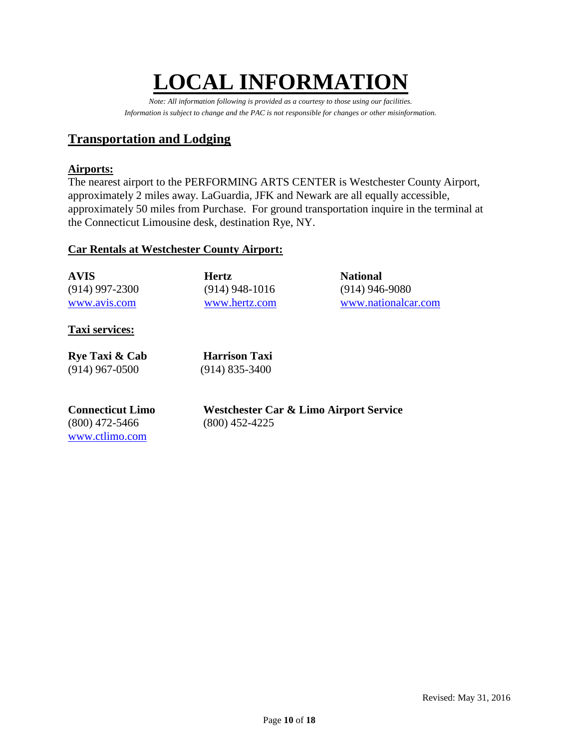# LOCAL INFORMATION

*Note: All information following is provided as a courtesy to those using our facilities.*
*Information is subject to change and the PAC is not responsible for changes or other misinformation.*

## Transportation and Lodging

### Airports:

The nearest airport to the PERFORMING ARTS CENTER is Westchester County Airport, approximately 2 miles away. LaGuardia, JFK and Newark are all equally accessible, approximately 50 miles from Purchase. For ground transportation inquire in the terminal at the Connecticut Limousine desk, destination Rye, NY.

### Car Rentals at Westchester County Airport:

**AVIS**
(914) 997-2300
www.avis.com

**Hertz**
(914) 948-1016
www.hertz.com

**National**
(914) 946-9080
www.nationalcar.com

### Taxi services:

**Rye Taxi & Cab**
(914) 967-0500

**Harrison Taxi**
(914) 835-3400

**Connecticut Limo**
(800) 472-5466
www.ctlimo.com

**Westchester Car & Limo Airport Service**
(800) 452-4225

Revised: May 31, 2016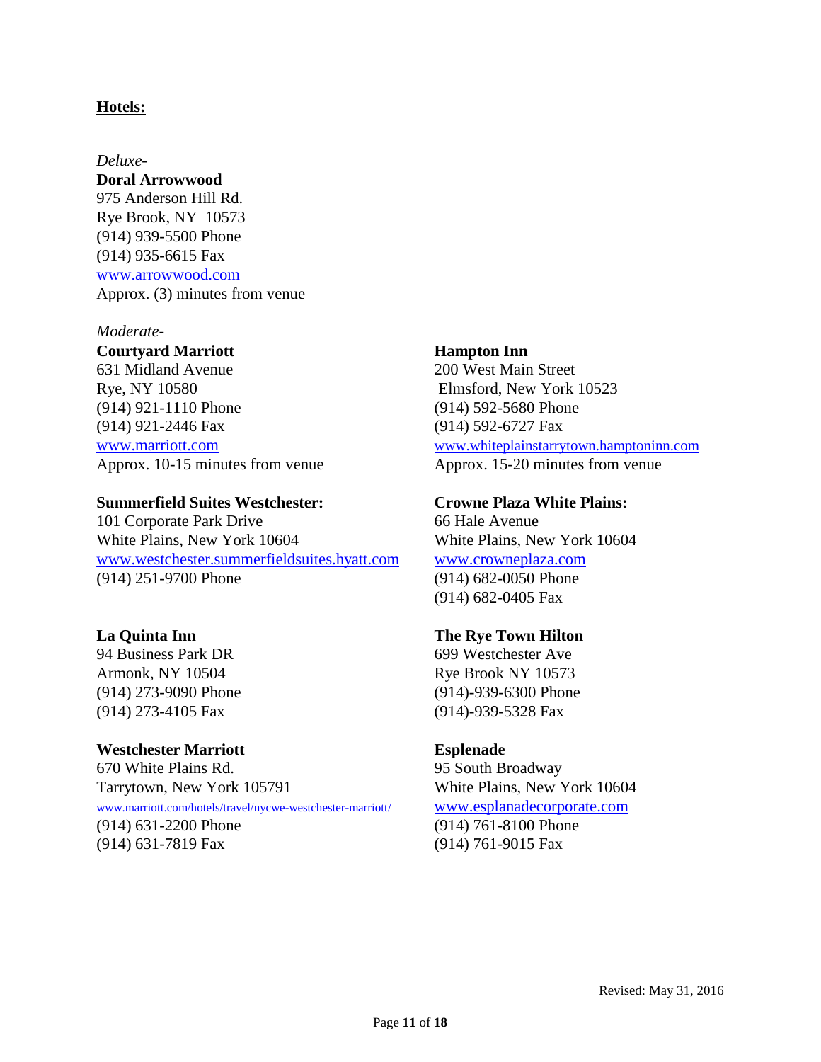## **Hotels:**

*Deluxe-*

**Doral Arrowwood**
975 Anderson Hill Rd.
Rye Brook, NY 10573
(914) 939-5500 Phone
(914) 935-6615 Fax
www.arrowwood.com
Approx. (3) minutes from venue

*Moderate-*

**Courtyard Marriott**
631 Midland Avenue
Rye, NY 10580
(914) 921-1110 Phone
(914) 921-2446 Fax
www.marriott.com
Approx. 10-15 minutes from venue

**Summerfield Suites Westchester:**
101 Corporate Park Drive
White Plains, New York 10604
www.westchester.summerfieldsuites.hyatt.com
(914) 251-9700 Phone

**La Quinta Inn**
94 Business Park DR
Armonk, NY 10504
(914) 273-9090 Phone
(914) 273-4105 Fax

**Westchester Marriott**
670 White Plains Rd.
Tarrytown, New York 105791
www.marriott.com/hotels/travel/nycwe-westchester-marriott/
(914) 631-2200 Phone
(914) 631-7819 Fax

**Hampton Inn**
200 West Main Street
Elmsford, New York 10523
(914) 592-5680 Phone
(914) 592-6727 Fax
www.whiteplainstarrytown.hamptoninn.com
Approx. 15-20 minutes from venue

**Crowne Plaza White Plains:**
66 Hale Avenue
White Plains, New York 10604
www.crowneplaza.com
(914) 682-0050 Phone
(914) 682-0405 Fax

**The Rye Town Hilton**
699 Westchester Ave
Rye Brook NY 10573
(914)-939-6300 Phone
(914)-939-5328 Fax

**Esplenade**
95 South Broadway
White Plains, New York 10604
www.esplanadecorporate.com
(914) 761-8100 Phone
(914) 761-9015 Fax

Revised: May 31, 2016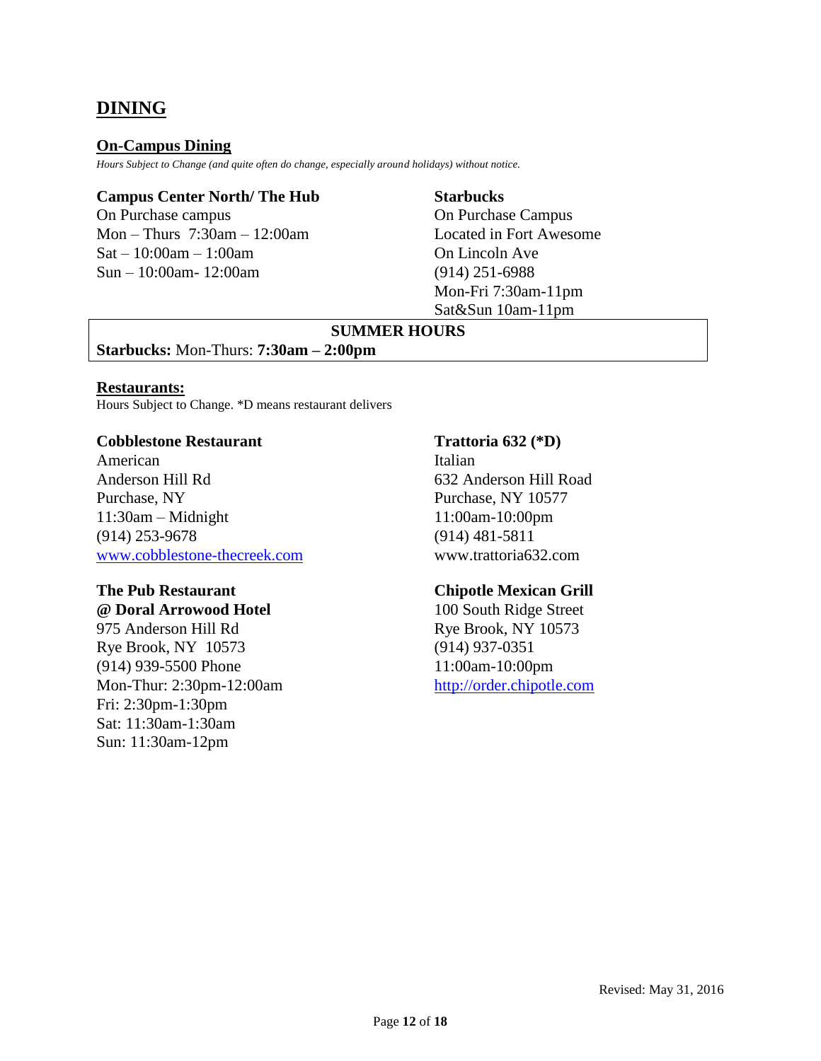## DINING

### On-Campus Dining

*Hours Subject to Change (and quite often do change, especially around holidays) without notice.*

**Campus Center North/ The Hub**
On Purchase campus
Mon – Thurs 7:30am – 12:00am
Sat – 10:00am – 1:00am
Sun – 10:00am- 12:00am

**Starbucks**
On Purchase Campus
Located in Fort Awesome
On Lincoln Ave
(914) 251-6988
Mon-Fri 7:30am-11pm
Sat&Sun 10am-11pm

**SUMMER HOURS**

**Starbucks:** Mon-Thurs: **7:30am – 2:00pm**

### Restaurants:

Hours Subject to Change. *D means restaurant delivers

**Cobblestone Restaurant**
American
Anderson Hill Rd
Purchase, NY
11:30am – Midnight
(914) 253-9678
www.cobblestone-thecreek.com

**Trattoria 632 (*D)**
Italian
632 Anderson Hill Road
Purchase, NY 10577
11:00am-10:00pm
(914) 481-5811
www.trattoria632.com

**The Pub Restaurant**
**@ Doral Arrowood Hotel**
975 Anderson Hill Rd
Rye Brook, NY 10573
(914) 939-5500 Phone
Mon-Thur: 2:30pm-12:00am
Fri: 2:30pm-1:30pm
Sat: 11:30am-1:30am
Sun: 11:30am-12pm

**Chipotle Mexican Grill**
100 South Ridge Street
Rye Brook, NY 10573
(914) 937-0351
11:00am-10:00pm
http://order.chipotle.com

Revised: May 31, 2016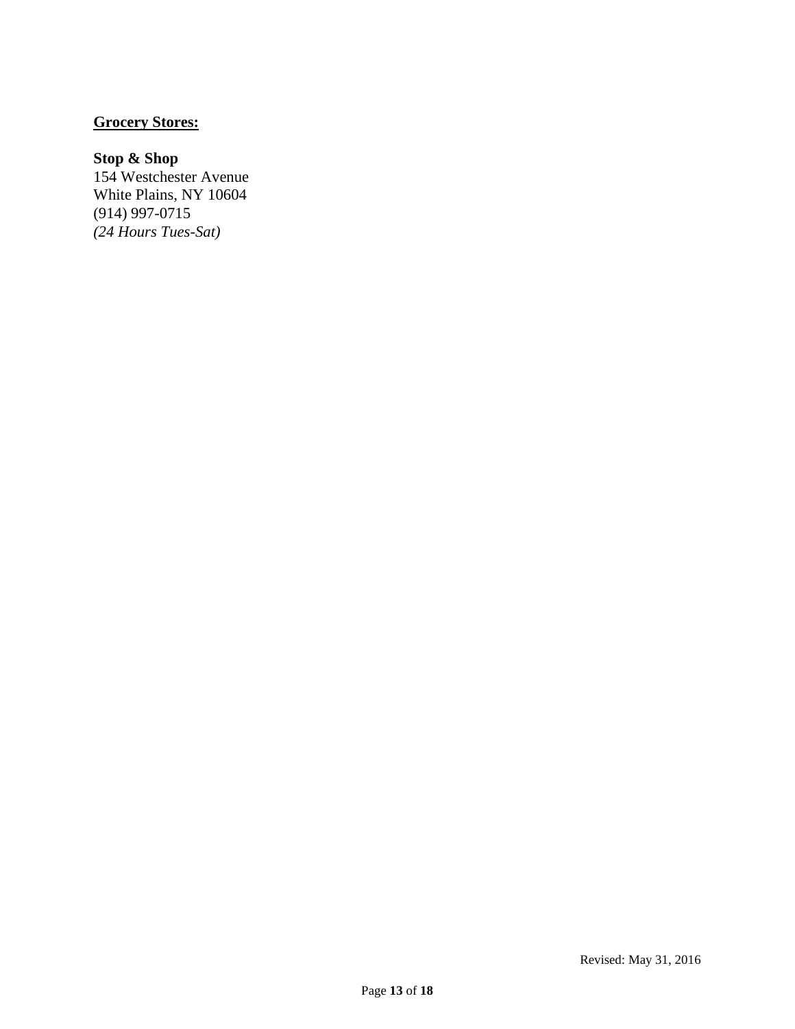**<u>Grocery Stores:</u>**

**Stop & Shop**
154 Westchester Avenue
White Plains, NY 10604
(914) 997-0715
*(24 Hours Tues-Sat)*

Revised: May 31, 2016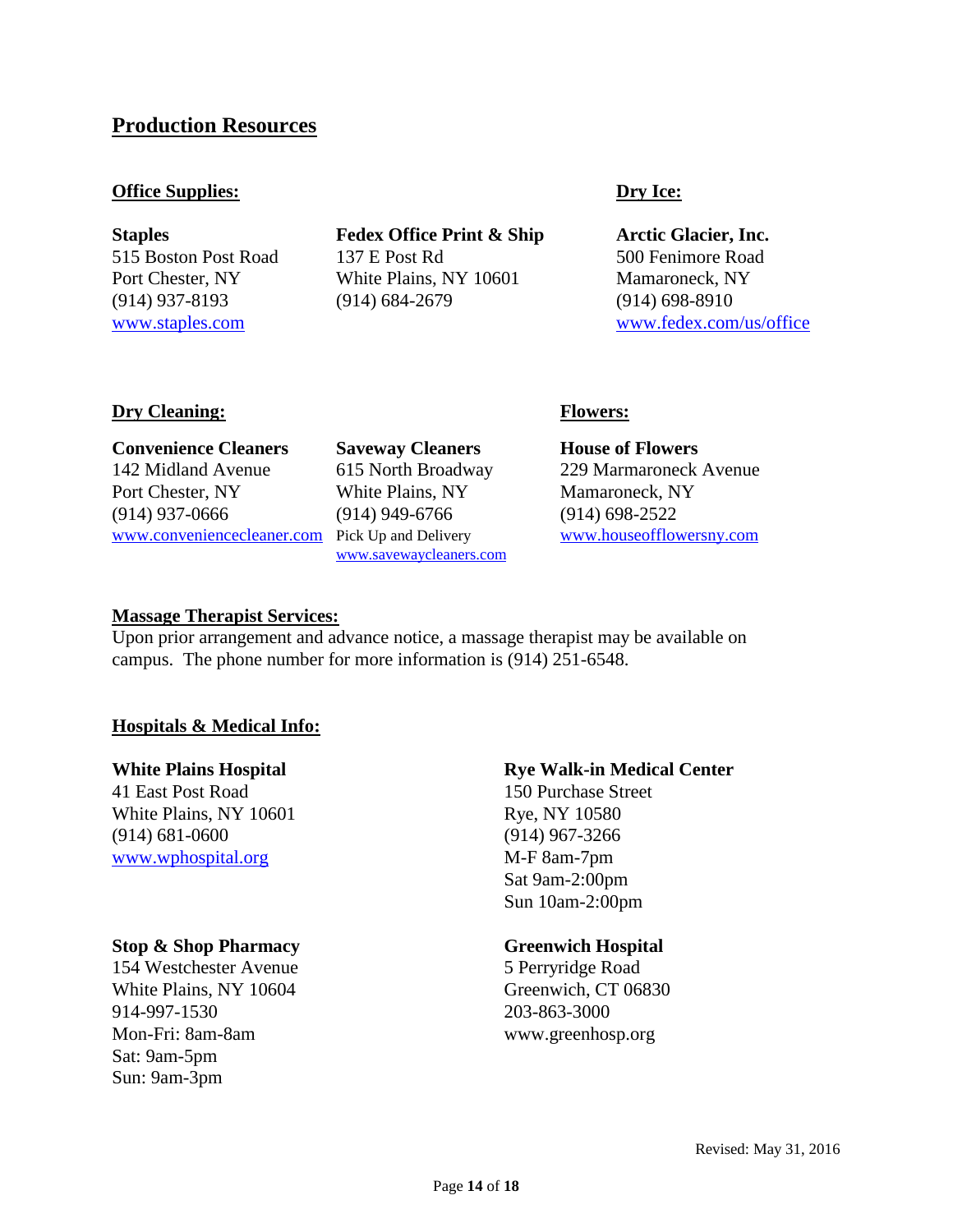## Production Resources

### Office Supplies:

**Staples**
515 Boston Post Road
Port Chester, NY
(914) 937-8193
www.staples.com

**Fedex Office Print & Ship**
137 E Post Rd
White Plains, NY 10601
(914) 684-2679

### Dry Ice:

**Arctic Glacier, Inc.**
500 Fenimore Road
Mamaroneck, NY
(914) 698-8910
www.fedex.com/us/office

### Dry Cleaning:

**Convenience Cleaners**
142 Midland Avenue
Port Chester, NY
(914) 937-0666
www.conveniencecleaner.com

**Saveway Cleaners**
615 North Broadway
White Plains, NY
(914) 949-6766
Pick Up and Delivery
www.savewaycleaners.com

### Flowers:

**House of Flowers**
229 Marmaroneck Avenue
Mamaroneck, NY
(914) 698-2522
www.houseofflowersny.com

### Massage Therapist Services:

Upon prior arrangement and advance notice, a massage therapist may be available on campus. The phone number for more information is (914) 251-6548.

### Hospitals & Medical Info:

**White Plains Hospital**
41 East Post Road
White Plains, NY 10601
(914) 681-0600
www.wphospital.org

**Rye Walk-in Medical Center**
150 Purchase Street
Rye, NY 10580
(914) 967-3266
M-F 8am-7pm
Sat 9am-2:00pm
Sun 10am-2:00pm

**Stop & Shop Pharmacy**
154 Westchester Avenue
White Plains, NY 10604
914-997-1530
Mon-Fri: 8am-8am
Sat: 9am-5pm
Sun: 9am-3pm

**Greenwich Hospital**
5 Perryridge Road
Greenwich, CT 06830
203-863-3000
www.greenhosp.org

Revised: May 31, 2016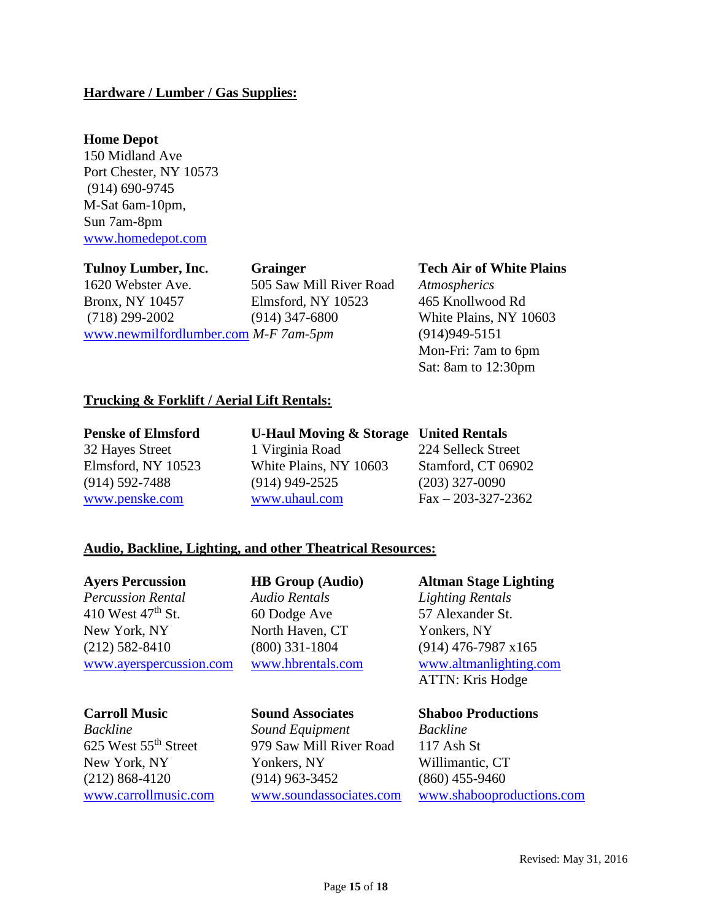## Hardware / Lumber / Gas Supplies:

**Home Depot**
150 Midland Ave
Port Chester, NY 10573
(914) 690-9745
M-Sat 6am-10pm,
Sun 7am-8pm
www.homedepot.com

**Tulnoy Lumber, Inc.**
1620 Webster Ave.
Bronx, NY 10457
(718) 299-2002
www.newmilfordlumber.com

**Grainger**
505 Saw Mill River Road
Elmsford, NY 10523
(914) 347-6800
*M-F 7am-5pm*

**Tech Air of White Plains**
*Atmospherics*
465 Knollwood Rd
White Plains, NY 10603
(914)949-5151
Mon-Fri: 7am to 6pm
Sat: 8am to 12:30pm

## Trucking & Forklift / Aerial Lift Rentals:

**Penske of Elmsford**
32 Hayes Street
Elmsford, NY 10523
(914) 592-7488
www.penske.com

**U-Haul Moving & Storage**
1 Virginia Road
White Plains, NY 10603
(914) 949-2525
www.uhaul.com

**United Rentals**
224 Selleck Street
Stamford, CT 06902
(203) 327-0090
Fax – 203-327-2362

## Audio, Backline, Lighting, and other Theatrical Resources:

**Ayers Percussion**
*Percussion Rental*
410 West 47th St.
New York, NY
(212) 582-8410
www.ayerspercussion.com

**HB Group (Audio)**
*Audio Rentals*
60 Dodge Ave
North Haven, CT
(800) 331-1804
www.hbrentals.com

**Altman Stage Lighting**
*Lighting Rentals*
57 Alexander St.
Yonkers, NY
(914) 476-7987 x165
www.altmanlighting.com
ATTN: Kris Hodge

**Carroll Music**
*Backline*
625 West 55th Street
New York, NY
(212) 868-4120
www.carrollmusic.com

**Sound Associates**
*Sound Equipment*
979 Saw Mill River Road
Yonkers, NY
(914) 963-3452
www.soundassociates.com

**Shaboo Productions**
*Backline*
117 Ash St
Willimantic, CT
(860) 455-9460
www.shabooproductions.com

Revised: May 31, 2016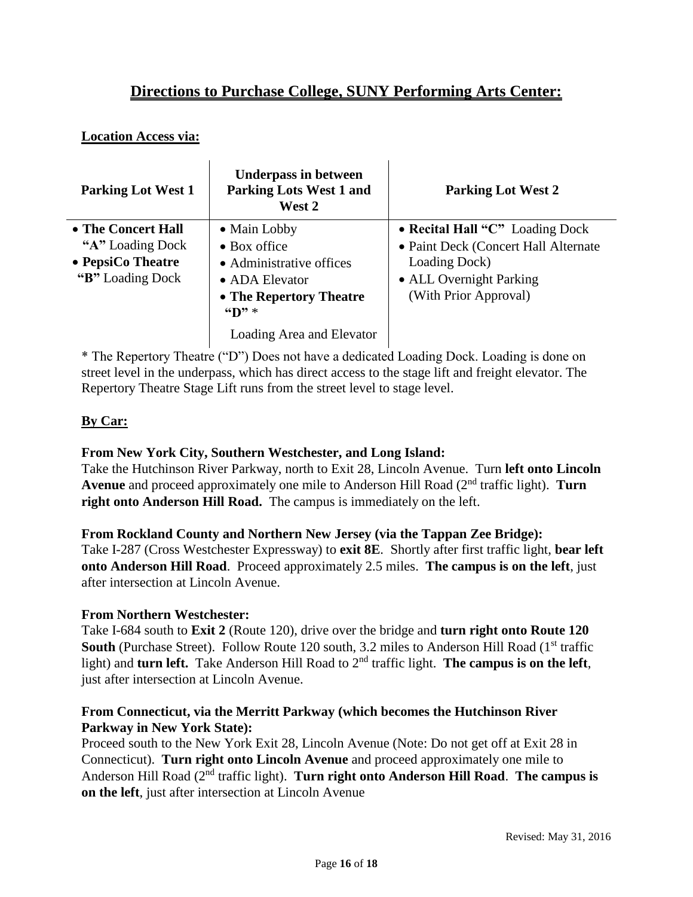# **Directions to Purchase College, SUNY Performing Arts Center:**

**Location Access via:**

| Parking Lot West 1 | Underpass in between Parking Lots West 1 and West 2 | Parking Lot West 2 |
|---|---|---|
| • **The Concert Hall** **"A"** Loading Dock<br>• **PepsiCo Theatre** **"B"** Loading Dock | • Main Lobby<br>• Box office<br>• Administrative offices<br>• ADA Elevator<br>• **The Repertory Theatre "D"** *<br>Loading Area and Elevator | • **Recital Hall "C"** Loading Dock<br>• Paint Deck (Concert Hall Alternate Loading Dock)<br>• ALL Overnight Parking (With Prior Approval) |

* The Repertory Theatre ("D") Does not have a dedicated Loading Dock. Loading is done on street level in the underpass, which has direct access to the stage lift and freight elevator. The Repertory Theatre Stage Lift runs from the street level to stage level.

**By Car:**

**From New York City, Southern Westchester, and Long Island:**
Take the Hutchinson River Parkway, north to Exit 28, Lincoln Avenue. Turn **left onto Lincoln Avenue** and proceed approximately one mile to Anderson Hill Road (2nd traffic light). **Turn right onto Anderson Hill Road.** The campus is immediately on the left.

**From Rockland County and Northern New Jersey (via the Tappan Zee Bridge):**
Take I-287 (Cross Westchester Expressway) to **exit 8E**. Shortly after first traffic light, **bear left onto Anderson Hill Road**. Proceed approximately 2.5 miles. **The campus is on the left**, just after intersection at Lincoln Avenue.

**From Northern Westchester:**
Take I-684 south to **Exit 2** (Route 120), drive over the bridge and **turn right onto Route 120 South** (Purchase Street). Follow Route 120 south, 3.2 miles to Anderson Hill Road (1st traffic light) and **turn left.** Take Anderson Hill Road to 2nd traffic light. **The campus is on the left**, just after intersection at Lincoln Avenue.

**From Connecticut, via the Merritt Parkway (which becomes the Hutchinson River Parkway in New York State):**
Proceed south to the New York Exit 28, Lincoln Avenue (Note: Do not get off at Exit 28 in Connecticut). **Turn right onto Lincoln Avenue** and proceed approximately one mile to Anderson Hill Road (2nd traffic light). **Turn right onto Anderson Hill Road**. **The campus is on the left**, just after intersection at Lincoln Avenue

Revised: May 31, 2016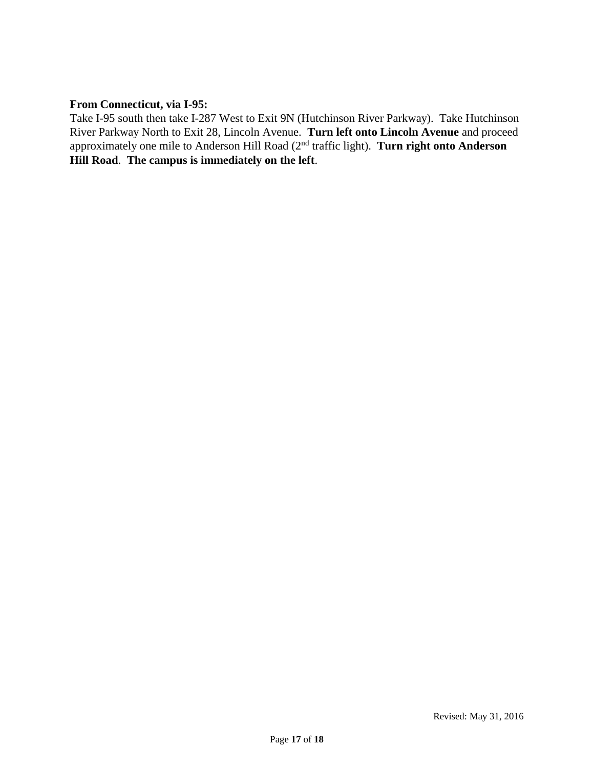**From Connecticut, via I-95:**
Take I-95 south then take I-287 West to Exit 9N (Hutchinson River Parkway). Take Hutchinson River Parkway North to Exit 28, Lincoln Avenue. **Turn left onto Lincoln Avenue** and proceed approximately one mile to Anderson Hill Road (2nd traffic light). **Turn right onto Anderson Hill Road**. **The campus is immediately on the left**.

Revised: May 31, 2016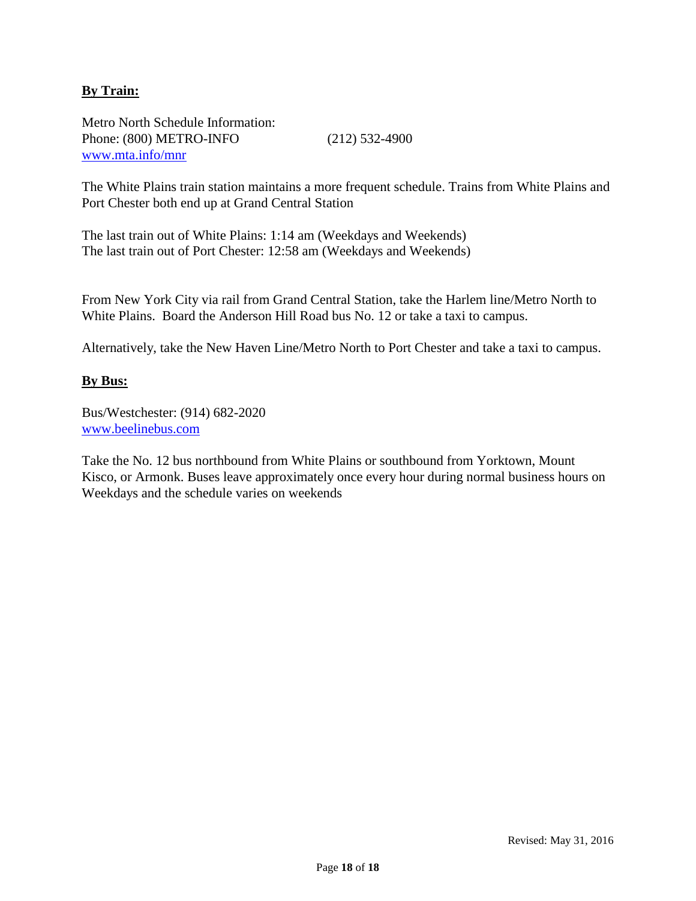**By Train:**

Metro North Schedule Information:
Phone: (800) METRO-INFO (212) 532-4900
www.mta.info/mnr

The White Plains train station maintains a more frequent schedule. Trains from White Plains and Port Chester both end up at Grand Central Station

The last train out of White Plains: 1:14 am (Weekdays and Weekends)
The last train out of Port Chester: 12:58 am (Weekdays and Weekends)

From New York City via rail from Grand Central Station, take the Harlem line/Metro North to White Plains. Board the Anderson Hill Road bus No. 12 or take a taxi to campus.

Alternatively, take the New Haven Line/Metro North to Port Chester and take a taxi to campus.

**By Bus:**

Bus/Westchester: (914) 682-2020
www.beelinebus.com

Take the No. 12 bus northbound from White Plains or southbound from Yorktown, Mount Kisco, or Armonk. Buses leave approximately once every hour during normal business hours on Weekdays and the schedule varies on weekends

Revised: May 31, 2016